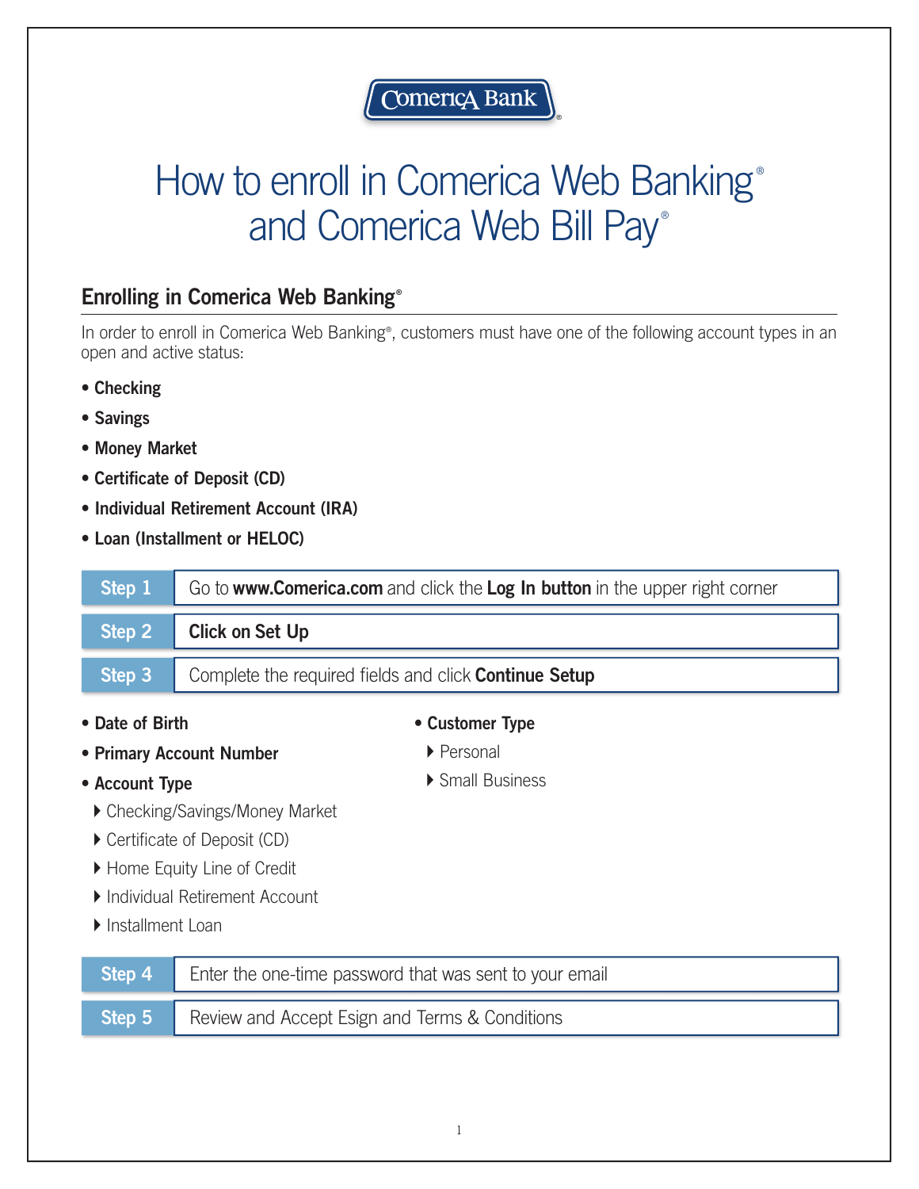Comerica Bank®

# How to enroll in Comerica Web Banking® and Comerica Web Bill Pay®

## Enrolling in Comerica Web Banking®

In order to enroll in Comerica Web Banking®, customers must have one of the following account types in an open and active status:

- **Checking**
- **Savings**
- **Money Market**
- **Certificate of Deposit (CD)**
- **Individual Retirement Account (IRA)**
- **Loan (Installment or HELOC)**

**Step 1** — Go to **www.Comerica.com** and click the **Log In button** in the upper right corner

**Step 2** — **Click on Set Up**

**Step 3** — Complete the required fields and click **Continue Setup**

- **Date of Birth**
- **Primary Account Number**
- **Account Type**
  - Checking/Savings/Money Market
  - Certificate of Deposit (CD)
  - Home Equity Line of Credit
  - Individual Retirement Account
  - Installment Loan
- **Customer Type**
  - Personal
  - Small Business

**Step 4** — Enter the one-time password that was sent to your email

**Step 5** — Review and Accept Esign and Terms & Conditions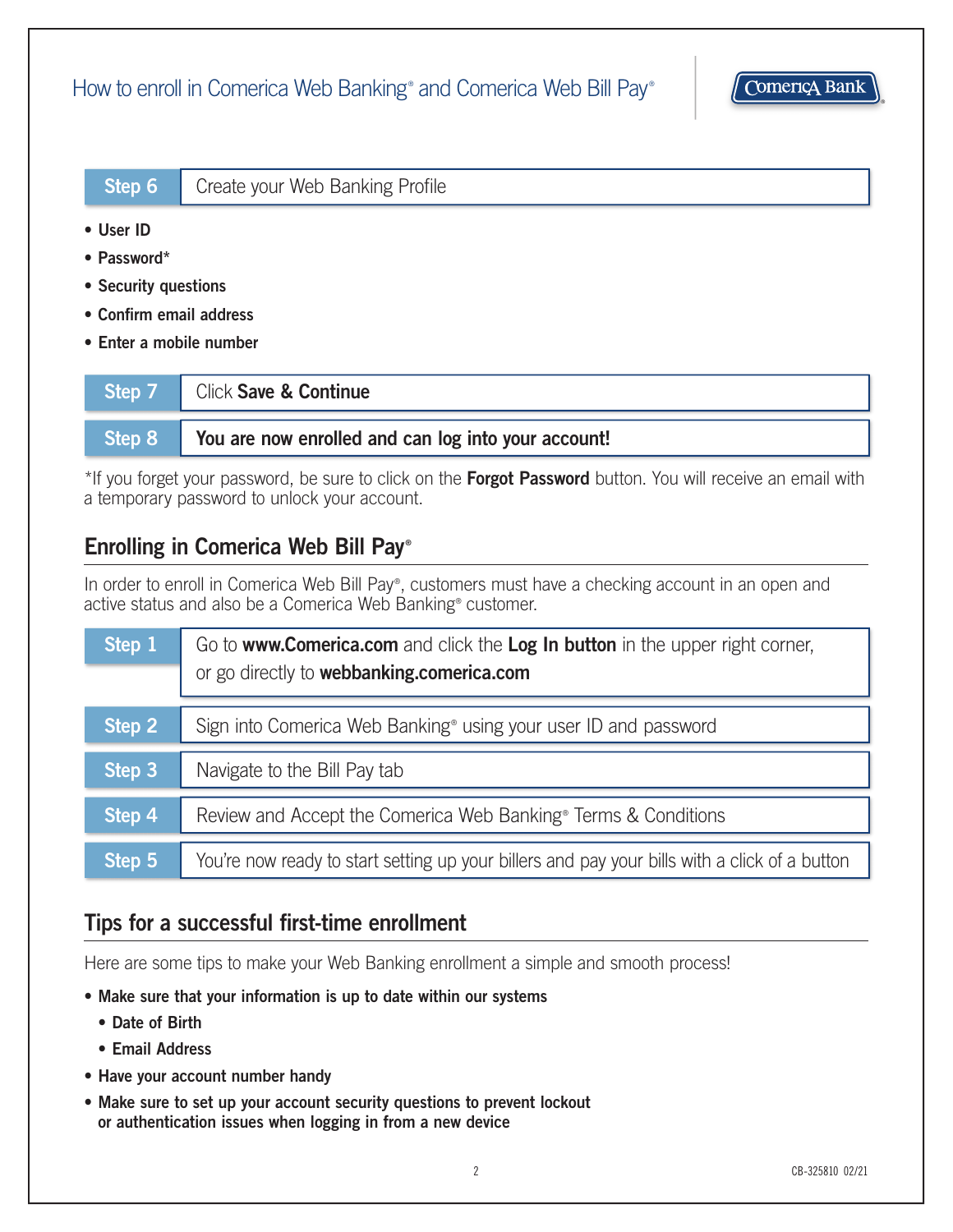## Step 6 Create your Web Banking Profile

- **User ID**
- **Password***
- **Security questions**
- **Confirm email address**
- **Enter a mobile number**

## Step 7 Click **Save & Continue**

## Step 8 **You are now enrolled and can log into your account!**

*If you forget your password, be sure to click on the **Forgot Password** button. You will receive an email with a temporary password to unlock your account.

## Enrolling in Comerica Web Bill Pay®

In order to enroll in Comerica Web Bill Pay®, customers must have a checking account in an open and active status and also be a Comerica Web Banking® customer.

**Step 1** Go to **www.Comerica.com** and click the **Log In button** in the upper right corner, or go directly to **webbanking.comerica.com**

**Step 2** Sign into Comerica Web Banking® using your user ID and password

**Step 3** Navigate to the Bill Pay tab

**Step 4** Review and Accept the Comerica Web Banking® Terms & Conditions

**Step 5** You're now ready to start setting up your billers and pay your bills with a click of a button

## Tips for a successful first-time enrollment

Here are some tips to make your Web Banking enrollment a simple and smooth process!

- **Make sure that your information is up to date within our systems**
  - **Date of Birth**
  - **Email Address**
- **Have your account number handy**
- **Make sure to set up your account security questions to prevent lockout or authentication issues when logging in from a new device**

CB-325810 02/21